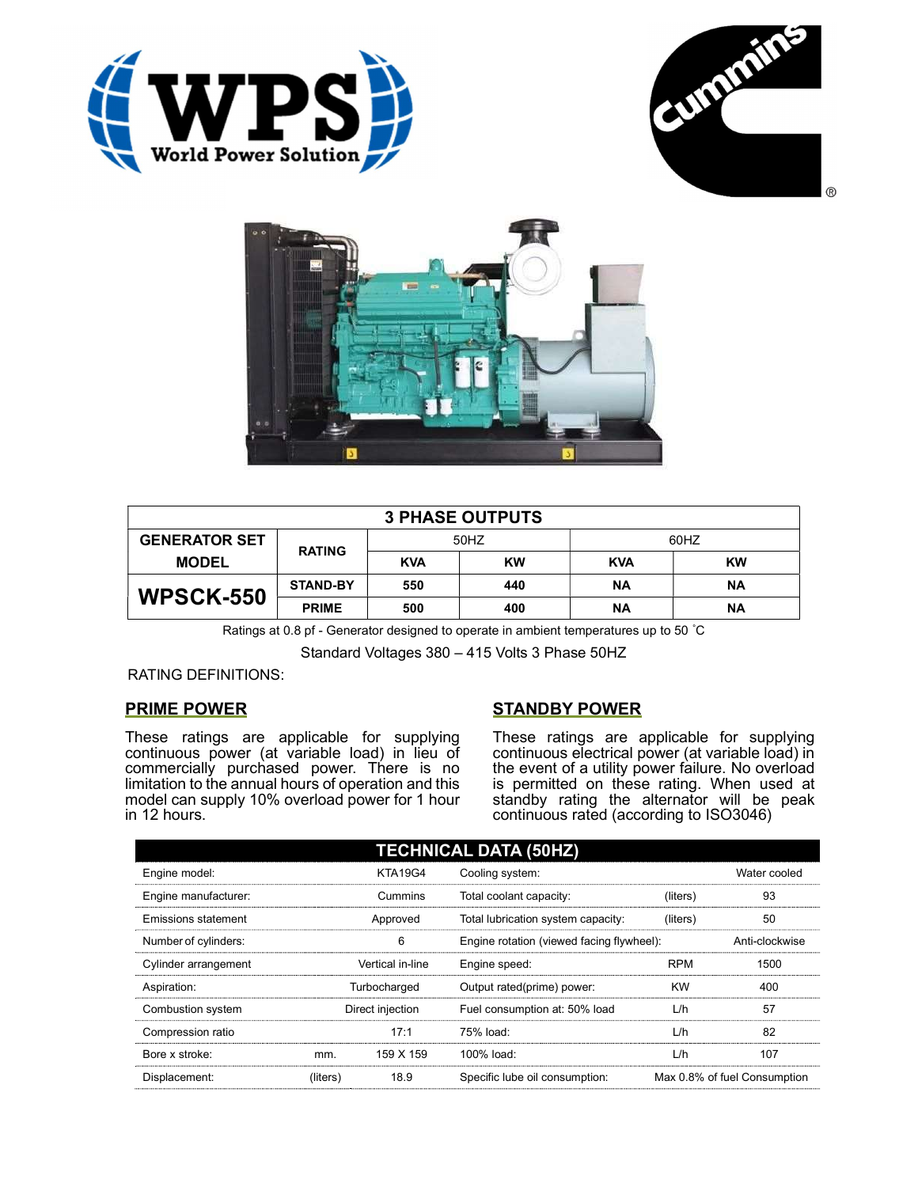| 3 PHASE OUTPUTS | | | | | |
|---|---|---|---|---|---|
| GENERATOR SET MODEL | RATING | 50HZ | | 60HZ | |
| | | KVA | KW | KVA | KW |
| WPSCK-550 | STAND-BY | 550 | 440 | NA | NA |
| | PRIME | 500 | 400 | NA | NA |

Ratings at 0.8 pf - Generator designed to operate in ambient temperatures up to 50 ˚C

Standard Voltages 380 – 415 Volts 3 Phase 50HZ

RATING DEFINITIONS:

## PRIME POWER

These ratings are applicable for supplying continuous power (at variable load) in lieu of commercially purchased power. There is no limitation to the annual hours of operation and this model can supply 10% overload power for 1 hour in 12 hours.

## STANDBY POWER

These ratings are applicable for supplying continuous electrical power (at variable load) in the event of a utility power failure. No overload is permitted on these rating. When used at standby rating the alternator will be peak continuous rated (according to ISO3046)

| TECHNICAL DATA (50HZ) | | | | | |
|---|---|---|---|---|---|
| Engine model: | | KTA19G4 | Cooling system: | | Water cooled |
| Engine manufacturer: | | Cummins | Total coolant capacity: | (liters) | 93 |
| Emissions statement | | Approved | Total lubrication system capacity: | (liters) | 50 |
| Number of cylinders: | | 6 | Engine rotation (viewed facing flywheel): | | Anti-clockwise |
| Cylinder arrangement | | Vertical in-line | Engine speed: | RPM | 1500 |
| Aspiration: | | Turbocharged | Output rated(prime) power: | KW | 400 |
| Combustion system | | Direct injection | Fuel consumption at: 50% load | L/h | 57 |
| Compression ratio | | 17:1 | 75% load: | L/h | 82 |
| Bore x stroke: | mm. | 159 X 159 | 100% load: | L/h | 107 |
| Displacement: | (liters) | 18.9 | Specific lube oil consumption: | | Max 0.8% of fuel Consumption |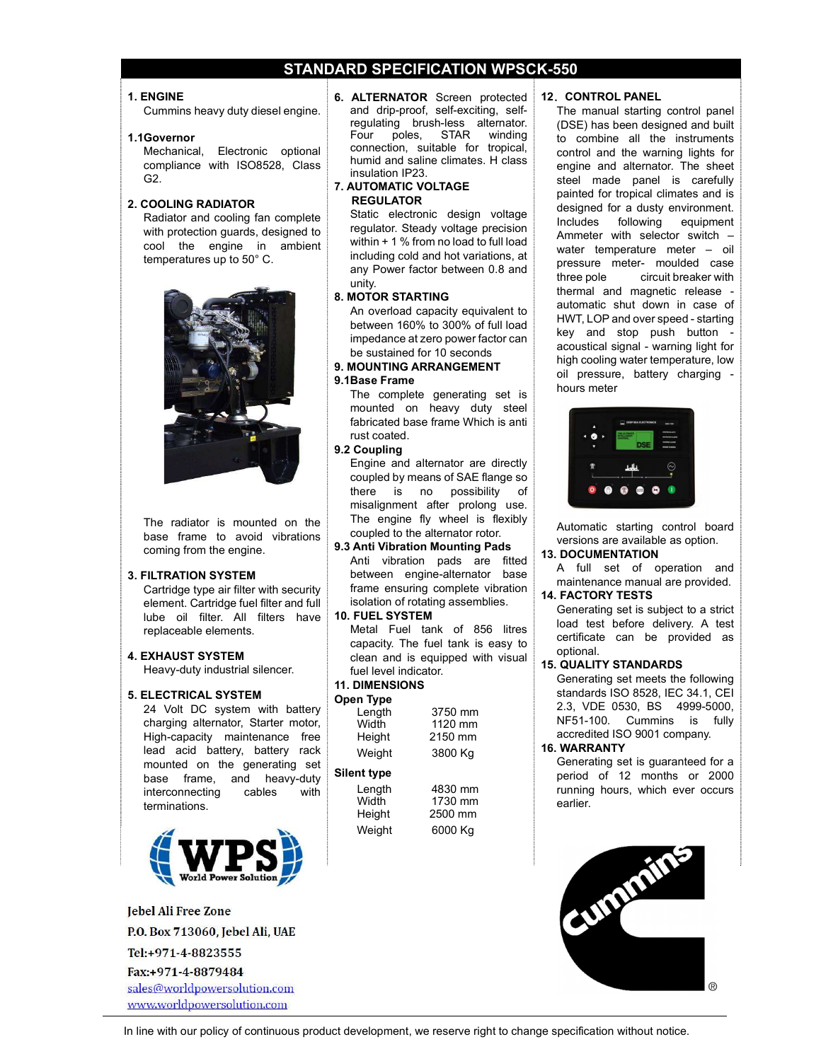# STANDARD SPECIFICATION WPSCK-550

### 1. ENGINE

Cummins heavy duty diesel engine.

### 1.1Governor

Mechanical, Electronic optional compliance with ISO8528, Class G2.

### 2. COOLING RADIATOR

Radiator and cooling fan complete with protection guards, designed to cool the engine in ambient temperatures up to 50° C.

The radiator is mounted on the base frame to avoid vibrations coming from the engine.

### 3. FILTRATION SYSTEM

Cartridge type air filter with security element. Cartridge fuel filter and full lube oil filter. All filters have replaceable elements.

### 4. EXHAUST SYSTEM

Heavy-duty industrial silencer.

### 5. ELECTRICAL SYSTEM

24 Volt DC system with battery charging alternator, Starter motor, High-capacity maintenance free lead acid battery, battery rack mounted on the generating set base frame, and heavy-duty interconnecting cables with terminations.

Jebel Ali Free Zone
P.O. Box 713060, Jebel Ali, UAE
Tel:+971-4-8823555
Fax:+971-4-8879484
sales@worldpowersolution.com
www.worldpowersolution.com

### 6. ALTERNATOR

Screen protected and drip-proof, self-exciting, self-regulating brush-less alternator. Four poles, STAR winding connection, suitable for tropical, humid and saline climates. H class insulation IP23.

### 7. AUTOMATIC VOLTAGE REGULATOR

Static electronic design voltage regulator. Steady voltage precision within + 1 % from no load to full load including cold and hot variations, at any Power factor between 0.8 and unity.

### 8. MOTOR STARTING

An overload capacity equivalent to between 160% to 300% of full load impedance at zero power factor can be sustained for 10 seconds

### 9. MOUNTING ARRANGEMENT

### 9.1Base Frame

The complete generating set is mounted on heavy duty steel fabricated base frame Which is anti rust coated.

### 9.2 Coupling

Engine and alternator are directly coupled by means of SAE flange so there is no possibility of misalignment after prolong use. The engine fly wheel is flexibly coupled to the alternator rotor.

### 9.3 Anti Vibration Mounting Pads

Anti vibration pads are fitted between engine-alternator base frame ensuring complete vibration isolation of rotating assemblies.

### 10. FUEL SYSTEM

Metal Fuel tank of 856 litres capacity. The fuel tank is easy to clean and is equipped with visual fuel level indicator.

### 11. DIMENSIONS

**Open Type**

| | |
|---|---|
| Length | 3750 mm |
| Width | 1120 mm |
| Height | 2150 mm |
| Weight | 3800 Kg |

**Silent type**

| | |
|---|---|
| Length | 4830 mm |
| Width | 1730 mm |
| Height | 2500 mm |
| Weight | 6000 Kg |

### 12. CONTROL PANEL

The manual starting control panel (DSE) has been designed and built to combine all the instruments control and the warning lights for engine and alternator. The sheet steel made panel is carefully painted for tropical climates and is designed for a dusty environment. Includes following equipment Ammeter with selector switch – water temperature meter – oil pressure meter- moulded case three pole circuit breaker with thermal and magnetic release - automatic shut down in case of HWT, LOP and over speed - starting key and stop push button - acoustical signal - warning light for high cooling water temperature, low oil pressure, battery charging - hours meter

Automatic starting control board versions are available as option.

### 13. DOCUMENTATION

A full set of operation and maintenance manual are provided.

### 14. FACTORY TESTS

Generating set is subject to a strict load test before delivery. A test certificate can be provided as optional.

### 15. QUALITY STANDARDS

Generating set meets the following standards ISO 8528, IEC 34.1, CEI 2.3, VDE 0530, BS 4999-5000, NF51-100. Cummins is fully accredited ISO 9001 company.

### 16. WARRANTY

Generating set is guaranteed for a period of 12 months or 2000 running hours, which ever occurs earlier.

In line with our policy of continuous product development, we reserve right to change specification without notice.